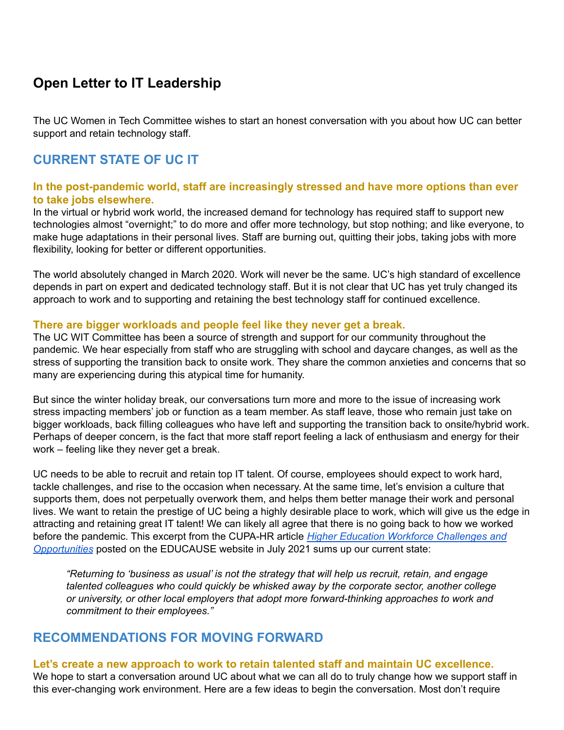# Open Letter to IT Leadership

The UC Women in Tech Committee wishes to start an honest conversation with you about how UC can better support and retain technology staff.

## CURRENT STATE OF UC IT

### In the post-pandemic world, staff are increasingly stressed and have more options than ever to take jobs elsewhere.

In the virtual or hybrid work world, the increased demand for technology has required staff to support new technologies almost "overnight;" to do more and offer more technology, but stop nothing; and like everyone, to make huge adaptations in their personal lives. Staff are burning out, quitting their jobs, taking jobs with more flexibility, looking for better or different opportunities.

The world absolutely changed in March 2020. Work will never be the same. UC's high standard of excellence depends in part on expert and dedicated technology staff. But it is not clear that UC has yet truly changed its approach to work and to supporting and retaining the best technology staff for continued excellence.

### There are bigger workloads and people feel like they never get a break.

The UC WIT Committee has been a source of strength and support for our community throughout the pandemic. We hear especially from staff who are struggling with school and daycare changes, as well as the stress of supporting the transition back to onsite work. They share the common anxieties and concerns that so many are experiencing during this atypical time for humanity.

But since the winter holiday break, our conversations turn more and more to the issue of increasing work stress impacting members' job or function as a team member. As staff leave, those who remain just take on bigger workloads, back filling colleagues who have left and supporting the transition back to onsite/hybrid work. Perhaps of deeper concern, is the fact that more staff report feeling a lack of enthusiasm and energy for their work – feeling like they never get a break.

UC needs to be able to recruit and retain top IT talent. Of course, employees should expect to work hard, tackle challenges, and rise to the occasion when necessary. At the same time, let's envision a culture that supports them, does not perpetually overwork them, and helps them better manage their work and personal lives. We want to retain the prestige of UC being a highly desirable place to work, which will give us the edge in attracting and retaining great IT talent! We can likely all agree that there is no going back to how we worked before the pandemic. This excerpt from the CUPA-HR article *Higher Education Workforce Challenges and Opportunities* posted on the EDUCAUSE website in July 2021 sums up our current state:

> *"Returning to 'business as usual' is not the strategy that will help us recruit, retain, and engage talented colleagues who could quickly be whisked away by the corporate sector, another college or university, or other local employers that adopt more forward-thinking approaches to work and commitment to their employees."*

## RECOMMENDATIONS FOR MOVING FORWARD

### Let's create a new approach to work to retain talented staff and maintain UC excellence.

We hope to start a conversation around UC about what we can all do to truly change how we support staff in this ever-changing work environment. Here are a few ideas to begin the conversation. Most don't require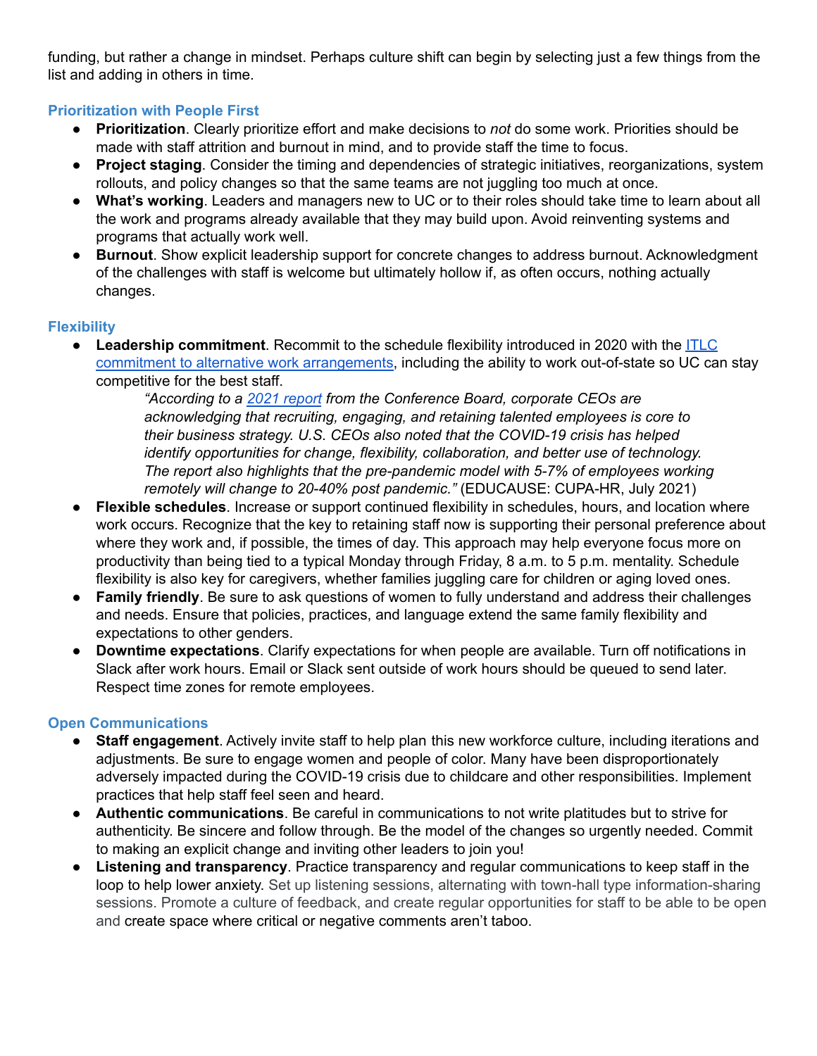funding, but rather a change in mindset. Perhaps culture shift can begin by selecting just a few things from the list and adding in others in time.

### Prioritization with People First

- **Prioritization**. Clearly prioritize effort and make decisions to *not* do some work. Priorities should be made with staff attrition and burnout in mind, and to provide staff the time to focus.
- **Project staging**. Consider the timing and dependencies of strategic initiatives, reorganizations, system rollouts, and policy changes so that the same teams are not juggling too much at once.
- **What's working**. Leaders and managers new to UC or to their roles should take time to learn about all the work and programs already available that they may build upon. Avoid reinventing systems and programs that actually work well.
- **Burnout**. Show explicit leadership support for concrete changes to address burnout. Acknowledgment of the challenges with staff is welcome but ultimately hollow if, as often occurs, nothing actually changes.

### Flexibility

- **Leadership commitment**. Recommit to the schedule flexibility introduced in 2020 with the ITLC commitment to alternative work arrangements, including the ability to work out-of-state so UC can stay competitive for the best staff.

  > *"According to a 2021 report from the Conference Board, corporate CEOs are acknowledging that recruiting, engaging, and retaining talented employees is core to their business strategy. U.S. CEOs also noted that the COVID-19 crisis has helped identify opportunities for change, flexibility, collaboration, and better use of technology. The report also highlights that the pre-pandemic model with 5-7% of employees working remotely will change to 20-40% post pandemic."* (EDUCAUSE: CUPA-HR, July 2021)

- **Flexible schedules**. Increase or support continued flexibility in schedules, hours, and location where work occurs. Recognize that the key to retaining staff now is supporting their personal preference about where they work and, if possible, the times of day. This approach may help everyone focus more on productivity than being tied to a typical Monday through Friday, 8 a.m. to 5 p.m. mentality. Schedule flexibility is also key for caregivers, whether families juggling care for children or aging loved ones.
- **Family friendly**. Be sure to ask questions of women to fully understand and address their challenges and needs. Ensure that policies, practices, and language extend the same family flexibility and expectations to other genders.
- **Downtime expectations**. Clarify expectations for when people are available. Turn off notifications in Slack after work hours. Email or Slack sent outside of work hours should be queued to send later. Respect time zones for remote employees.

### Open Communications

- **Staff engagement**. Actively invite staff to help plan this new workforce culture, including iterations and adjustments. Be sure to engage women and people of color. Many have been disproportionately adversely impacted during the COVID-19 crisis due to childcare and other responsibilities. Implement practices that help staff feel seen and heard.
- **Authentic communications**. Be careful in communications to not write platitudes but to strive for authenticity. Be sincere and follow through. Be the model of the changes so urgently needed. Commit to making an explicit change and inviting other leaders to join you!
- **Listening and transparency**. Practice transparency and regular communications to keep staff in the loop to help lower anxiety. Set up listening sessions, alternating with town-hall type information-sharing sessions. Promote a culture of feedback, and create regular opportunities for staff to be able to be open and create space where critical or negative comments aren't taboo.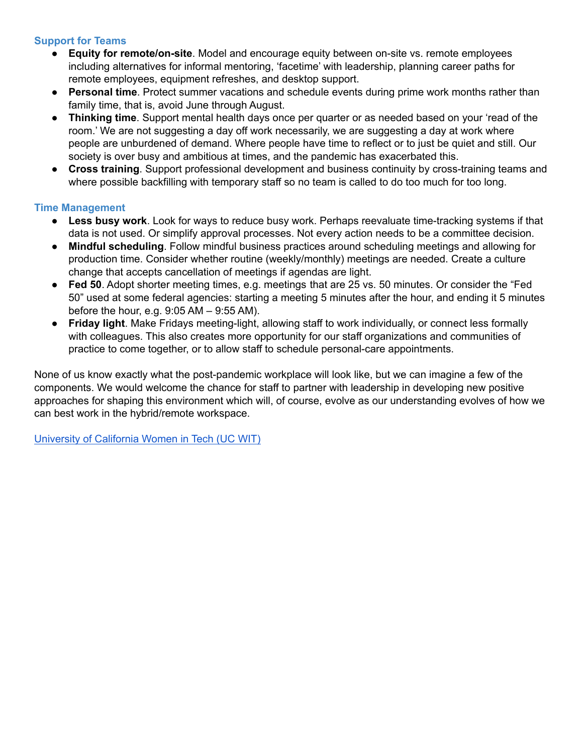### Support for Teams

- **Equity for remote/on-site**. Model and encourage equity between on-site vs. remote employees including alternatives for informal mentoring, 'facetime' with leadership, planning career paths for remote employees, equipment refreshes, and desktop support.
- **Personal time**. Protect summer vacations and schedule events during prime work months rather than family time, that is, avoid June through August.
- **Thinking time**. Support mental health days once per quarter or as needed based on your 'read of the room.' We are not suggesting a day off work necessarily, we are suggesting a day at work where people are unburdened of demand. Where people have time to reflect or to just be quiet and still. Our society is over busy and ambitious at times, and the pandemic has exacerbated this.
- **Cross training**. Support professional development and business continuity by cross-training teams and where possible backfilling with temporary staff so no team is called to do too much for too long.

### Time Management

- **Less busy work**. Look for ways to reduce busy work. Perhaps reevaluate time-tracking systems if that data is not used. Or simplify approval processes. Not every action needs to be a committee decision.
- **Mindful scheduling**. Follow mindful business practices around scheduling meetings and allowing for production time. Consider whether routine (weekly/monthly) meetings are needed. Create a culture change that accepts cancellation of meetings if agendas are light.
- **Fed 50**. Adopt shorter meeting times, e.g. meetings that are 25 vs. 50 minutes. Or consider the "Fed 50" used at some federal agencies: starting a meeting 5 minutes after the hour, and ending it 5 minutes before the hour, e.g. 9:05 AM – 9:55 AM).
- **Friday light**. Make Fridays meeting-light, allowing staff to work individually, or connect less formally with colleagues. This also creates more opportunity for our staff organizations and communities of practice to come together, or to allow staff to schedule personal-care appointments.

None of us know exactly what the post-pandemic workplace will look like, but we can imagine a few of the components. We would welcome the chance for staff to partner with leadership in developing new positive approaches for shaping this environment which will, of course, evolve as our understanding evolves of how we can best work in the hybrid/remote workspace.

University of California Women in Tech (UC WIT)